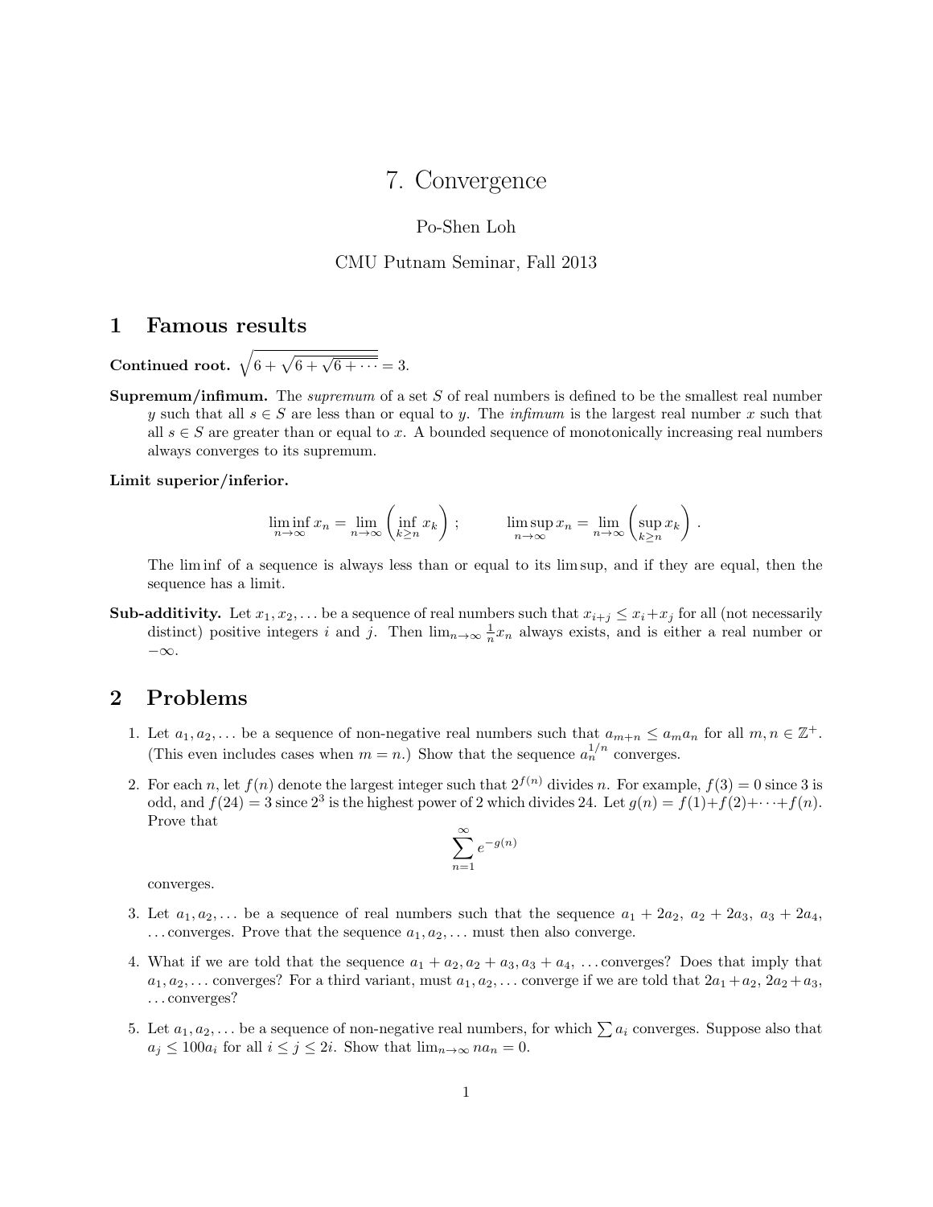# 7. Convergence

Po-Shen Loh

CMU Putnam Seminar, Fall 2013

## 1 Famous results

**Continued root.** $\sqrt{6 + \sqrt{6 + \sqrt{6 + \cdots}}} = 3.$

**Supremum/infimum.** The *supremum* of a set $S$ of real numbers is defined to be the smallest real number $y$ such that all $s \in S$ are less than or equal to $y$. The *infimum* is the largest real number $x$ such that all $s \in S$ are greater than or equal to $x$. A bounded sequence of monotonically increasing real numbers always converges to its supremum.

**Limit superior/inferior.**

$$\liminf_{n \to \infty} x_n = \lim_{n \to \infty} \left( \inf_{k \geq n} x_k \right); \qquad \limsup_{n \to \infty} x_n = \lim_{n \to \infty} \left( \sup_{k \geq n} x_k \right).$$

The lim inf of a sequence is always less than or equal to its lim sup, and if they are equal, then the sequence has a limit.

**Sub-additivity.** Let $x_1, x_2, \ldots$ be a sequence of real numbers such that $x_{i+j} \leq x_i + x_j$ for all (not necessarily distinct) positive integers $i$ and $j$. Then $\lim_{n \to \infty} \frac{1}{n} x_n$ always exists, and is either a real number or $-\infty$.

## 2 Problems

1. Let $a_1, a_2, \ldots$ be a sequence of non-negative real numbers such that $a_{m+n} \leq a_m a_n$ for all $m, n \in \mathbb{Z}^+$. (This even includes cases when $m = n$.) Show that the sequence $a_n^{1/n}$ converges.

2. For each $n$, let $f(n)$ denote the largest integer such that $2^{f(n)}$ divides $n$. For example, $f(3) = 0$ since 3 is odd, and $f(24) = 3$ since $2^3$ is the highest power of 2 which divides 24. Let $g(n) = f(1) + f(2) + \cdots + f(n)$. Prove that
$$\sum_{n=1}^{\infty} e^{-g(n)}$$
converges.

3. Let $a_1, a_2, \ldots$ be a sequence of real numbers such that the sequence $a_1 + 2a_2$, $a_2 + 2a_3$, $a_3 + 2a_4$, $\ldots$ converges. Prove that the sequence $a_1, a_2, \ldots$ must then also converge.

4. What if we are told that the sequence $a_1 + a_2, a_2 + a_3, a_3 + a_4, \ldots$ converges? Does that imply that $a_1, a_2, \ldots$ converges? For a third variant, must $a_1, a_2, \ldots$ converge if we are told that $2a_1 + a_2$, $2a_2 + a_3$, $\ldots$ converges?

5. Let $a_1, a_2, \ldots$ be a sequence of non-negative real numbers, for which $\sum a_i$ converges. Suppose also that $a_j \leq 100 a_i$ for all $i \leq j \leq 2i$. Show that $\lim_{n \to \infty} n a_n = 0$.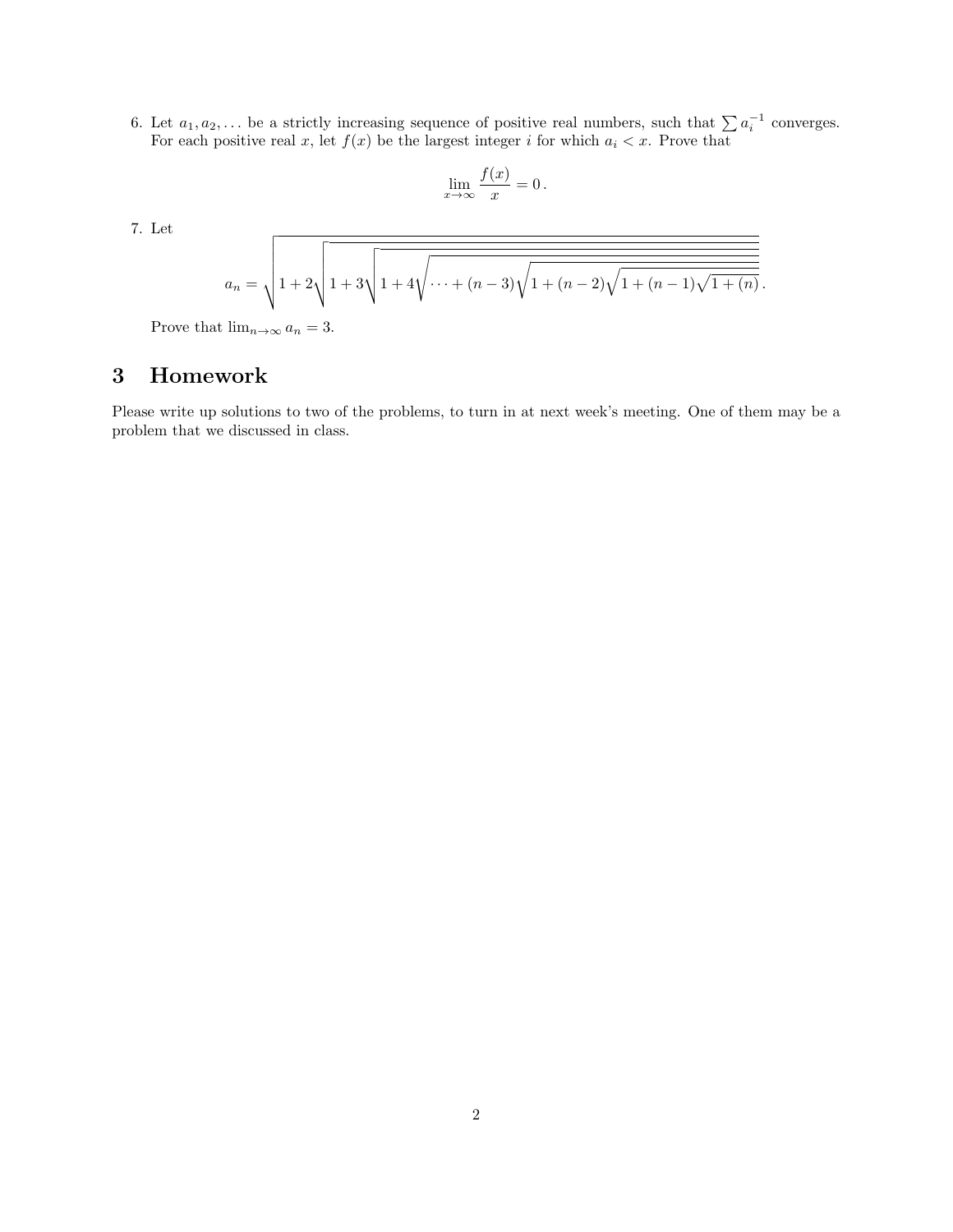6. Let $a_1, a_2, \ldots$ be a strictly increasing sequence of positive real numbers, such that $\sum a_i^{-1}$ converges. For each positive real $x$, let $f(x)$ be the largest integer $i$ for which $a_i < x$. Prove that

$$\lim_{x \to \infty} \frac{f(x)}{x} = 0\,.$$

7. Let

$$a_n = \sqrt{1 + 2\sqrt{1 + 3\sqrt{1 + 4\sqrt{\cdots + (n-3)\sqrt{1 + (n-2)\sqrt{1 + (n-1)\sqrt{1 + (n)}}}}}}}\,.$$

Prove that $\lim_{n \to \infty} a_n = 3$.

## 3 Homework

Please write up solutions to two of the problems, to turn in at next week's meeting. One of them may be a problem that we discussed in class.